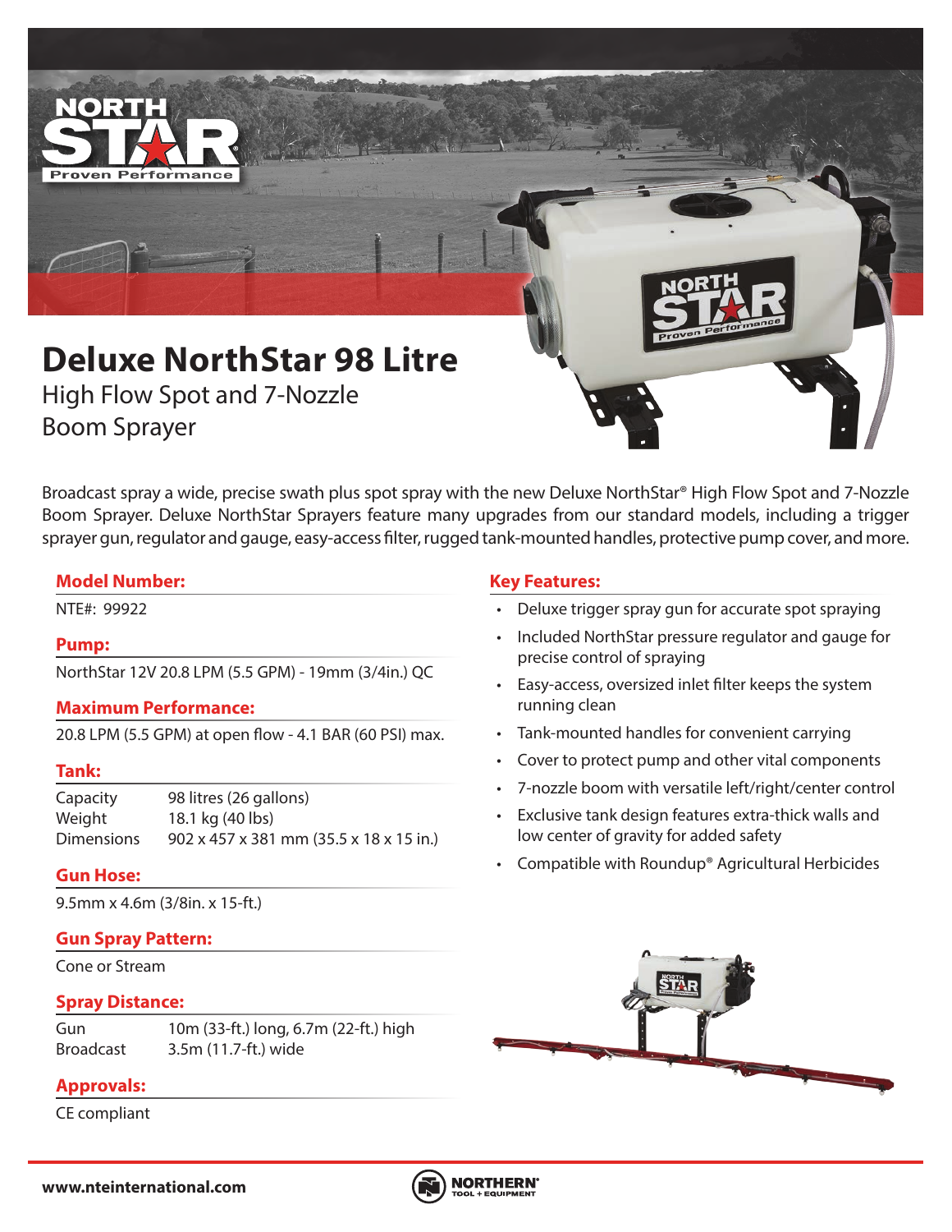# Deluxe NorthStar 98 Litre

## High Flow Spot and 7-Nozzle Boom Sprayer

Broadcast spray a wide, precise swath plus spot spray with the new Deluxe NorthStar® High Flow Spot and 7-Nozzle Boom Sprayer. Deluxe NorthStar Sprayers feature many upgrades from our standard models, including a trigger sprayer gun, regulator and gauge, easy-access filter, rugged tank-mounted handles, protective pump cover, and more.

### Model Number:

NTE#: 99922

### Pump:

NorthStar 12V 20.8 LPM (5.5 GPM) - 19mm (3/4in.) QC

### Maximum Performance:

20.8 LPM (5.5 GPM) at open flow - 4.1 BAR (60 PSI) max.

### Tank:

| | |
|---|---|
| Capacity | 98 litres (26 gallons) |
| Weight | 18.1 kg (40 lbs) |
| Dimensions | 902 x 457 x 381 mm (35.5 x 18 x 15 in.) |

### Gun Hose:

9.5mm x 4.6m (3/8in. x 15-ft.)

### Gun Spray Pattern:

Cone or Stream

### Spray Distance:

| | |
|---|---|
| Gun | 10m (33-ft.) long, 6.7m (22-ft.) high |
| Broadcast | 3.5m (11.7-ft.) wide |

### Approvals:

CE compliant

### Key Features:

- Deluxe trigger spray gun for accurate spot spraying
- Included NorthStar pressure regulator and gauge for precise control of spraying
- Easy-access, oversized inlet filter keeps the system running clean
- Tank-mounted handles for convenient carrying
- Cover to protect pump and other vital components
- 7-nozzle boom with versatile left/right/center control
- Exclusive tank design features extra-thick walls and low center of gravity for added safety
- Compatible with Roundup® Agricultural Herbicides

**www.nteinternational.com**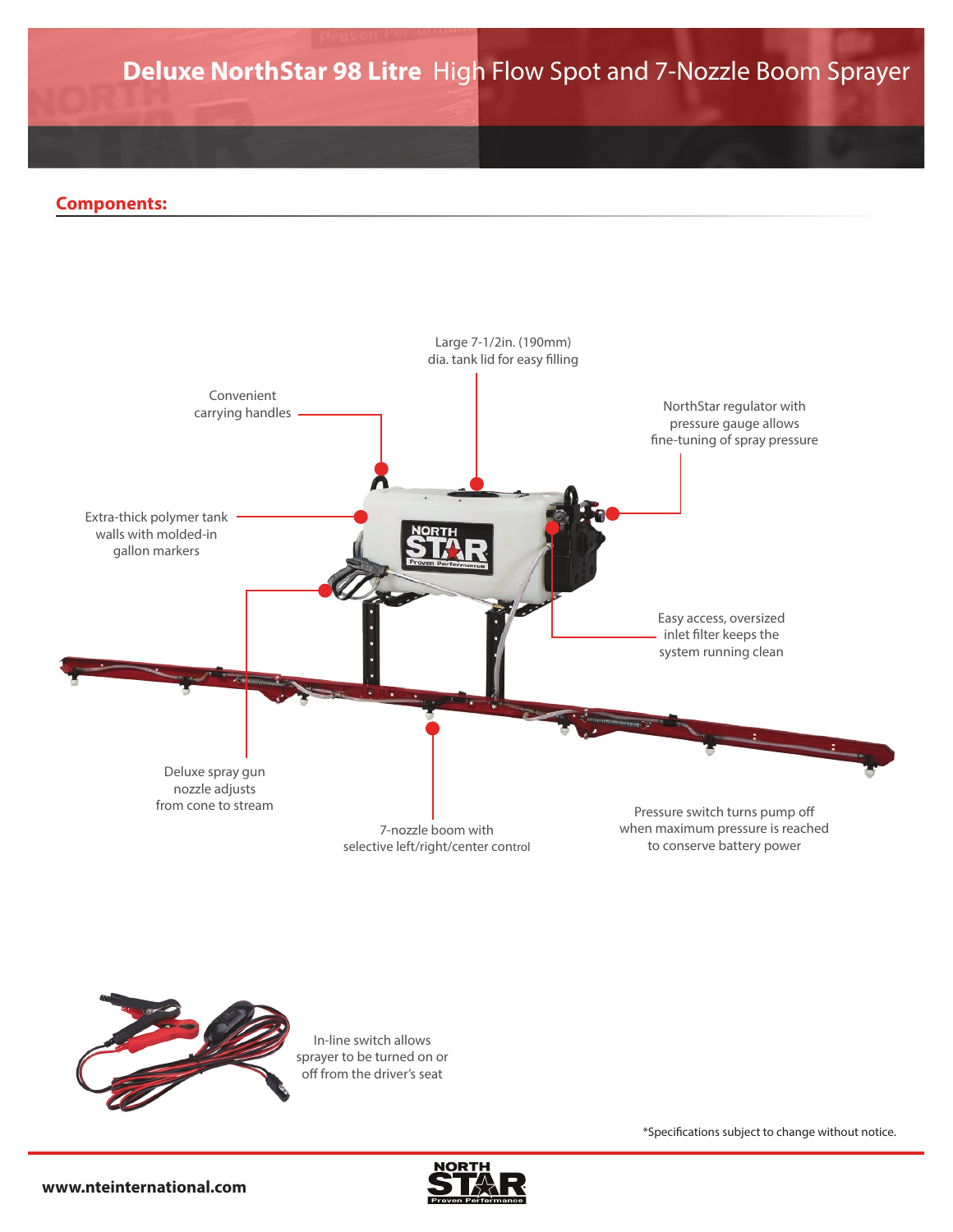# Deluxe NorthStar 98 Litre High Flow Spot and 7-Nozzle Boom Sprayer

## Components:

Large 7-1/2in. (190mm) dia. tank lid for easy filling

Convenient carrying handles

NorthStar regulator with pressure gauge allows fine-tuning of spray pressure

Extra-thick polymer tank walls with molded-in gallon markers

Easy access, oversized inlet filter keeps the system running clean

Deluxe spray gun nozzle adjusts from cone to stream

7-nozzle boom with selective left/right/center control

Pressure switch turns pump off when maximum pressure is reached to conserve battery power

In-line switch allows sprayer to be turned on or off from the driver's seat

*Specifications subject to change without notice.

www.nteinternational.com